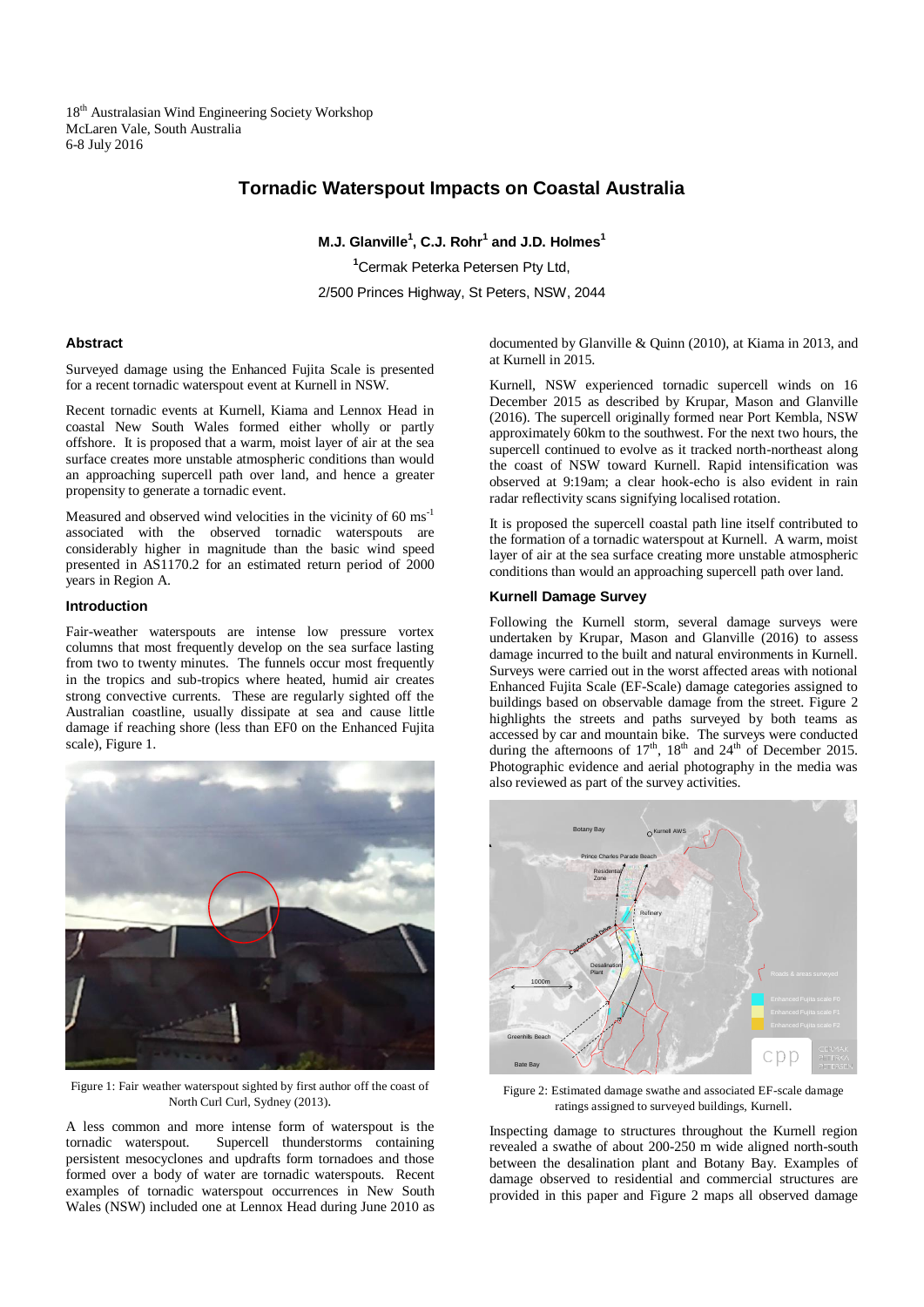18th Australasian Wind Engineering Society Workshop
McLaren Vale, South Australia
6-8 July 2016

# Tornadic Waterspout Impacts on Coastal Australia

**M.J. Glanville[1], C.J. Rohr[1] and J.D. Holmes[1]**

[1]Cermak Peterka Petersen Pty Ltd,

2/500 Princes Highway, St Peters, NSW, 2044

## Abstract

Surveyed damage using the Enhanced Fujita Scale is presented for a recent tornadic waterspout event at Kurnell in NSW.

Recent tornadic events at Kurnell, Kiama and Lennox Head in coastal New South Wales formed either wholly or partly offshore. It is proposed that a warm, moist layer of air at the sea surface creates more unstable atmospheric conditions than would an approaching supercell path over land, and hence a greater propensity to generate a tornadic event.

Measured and observed wind velocities in the vicinity of 60 ms$^{-1}$ associated with the observed tornadic waterspouts are considerably higher in magnitude than the basic wind speed presented in AS1170.2 for an estimated return period of 2000 years in Region A.

## Introduction

Fair-weather waterspouts are intense low pressure vortex columns that most frequently develop on the sea surface lasting from two to twenty minutes. The funnels occur most frequently in the tropics and sub-tropics where heated, humid air creates strong convective currents. These are regularly sighted off the Australian coastline, usually dissipate at sea and cause little damage if reaching shore (less than EF0 on the Enhanced Fujita scale), Figure 1.

Figure 1: Fair weather waterspout sighted by first author off the coast of North Curl Curl, Sydney (2013).

A less common and more intense form of waterspout is the tornadic waterspout. Supercell thunderstorms containing persistent mesocyclones and updrafts form tornadoes and those formed over a body of water are tornadic waterspouts. Recent examples of tornadic waterspout occurrences in New South Wales (NSW) included one at Lennox Head during June 2010 as documented by Glanville & Quinn (2010), at Kiama in 2013, and at Kurnell in 2015.

Kurnell, NSW experienced tornadic supercell winds on 16 December 2015 as described by Krupar, Mason and Glanville (2016). The supercell originally formed near Port Kembla, NSW approximately 60km to the southwest. For the next two hours, the supercell continued to evolve as it tracked north-northeast along the coast of NSW toward Kurnell. Rapid intensification was observed at 9:19am; a clear hook-echo is also evident in rain radar reflectivity scans signifying localised rotation.

It is proposed the supercell coastal path line itself contributed to the formation of a tornadic waterspout at Kurnell. A warm, moist layer of air at the sea surface creating more unstable atmospheric conditions than would an approaching supercell path over land.

## Kurnell Damage Survey

Following the Kurnell storm, several damage surveys were undertaken by Krupar, Mason and Glanville (2016) to assess damage incurred to the built and natural environments in Kurnell. Surveys were carried out in the worst affected areas with notional Enhanced Fujita Scale (EF-Scale) damage categories assigned to buildings based on observable damage from the street. Figure 2 highlights the streets and paths surveyed by both teams as accessed by car and mountain bike. The surveys were conducted during the afternoons of 17th, 18th and 24th of December 2015. Photographic evidence and aerial photography in the media was also reviewed as part of the survey activities.

Figure 2: Estimated damage swathe and associated EF-scale damage ratings assigned to surveyed buildings, Kurnell.

Inspecting damage to structures throughout the Kurnell region revealed a swathe of about 200-250 m wide aligned north-south between the desalination plant and Botany Bay. Examples of damage observed to residential and commercial structures are provided in this paper and Figure 2 maps all observed damage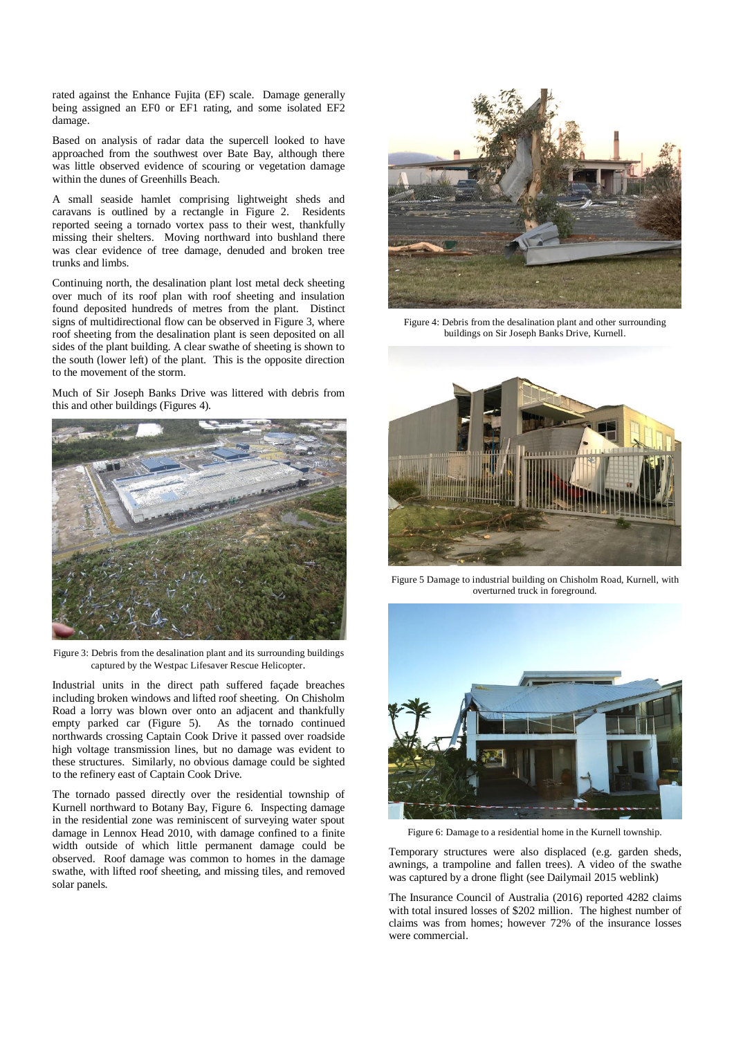rated against the Enhance Fujita (EF) scale. Damage generally being assigned an EF0 or EF1 rating, and some isolated EF2 damage.

Based on analysis of radar data the supercell looked to have approached from the southwest over Bate Bay, although there was little observed evidence of scouring or vegetation damage within the dunes of Greenhills Beach.

A small seaside hamlet comprising lightweight sheds and caravans is outlined by a rectangle in Figure 2. Residents reported seeing a tornado vortex pass to their west, thankfully missing their shelters. Moving northward into bushland there was clear evidence of tree damage, denuded and broken tree trunks and limbs.

Continuing north, the desalination plant lost metal deck sheeting over much of its roof plan with roof sheeting and insulation found deposited hundreds of metres from the plant. Distinct signs of multidirectional flow can be observed in Figure 3, where roof sheeting from the desalination plant is seen deposited on all sides of the plant building. A clear swathe of sheeting is shown to the south (lower left) of the plant. This is the opposite direction to the movement of the storm.

Much of Sir Joseph Banks Drive was littered with debris from this and other buildings (Figures 4).

Figure 3: Debris from the desalination plant and its surrounding buildings captured by the Westpac Lifesaver Rescue Helicopter.

Industrial units in the direct path suffered façade breaches including broken windows and lifted roof sheeting. On Chisholm Road a lorry was blown over onto an adjacent and thankfully empty parked car (Figure 5). As the tornado continued northwards crossing Captain Cook Drive it passed over roadside high voltage transmission lines, but no damage was evident to these structures. Similarly, no obvious damage could be sighted to the refinery east of Captain Cook Drive.

The tornado passed directly over the residential township of Kurnell northward to Botany Bay, Figure 6. Inspecting damage in the residential zone was reminiscent of surveying water spout damage in Lennox Head 2010, with damage confined to a finite width outside of which little permanent damage could be observed. Roof damage was common to homes in the damage swathe, with lifted roof sheeting, and missing tiles, and removed solar panels.

Figure 4: Debris from the desalination plant and other surrounding buildings on Sir Joseph Banks Drive, Kurnell.

Figure 5 Damage to industrial building on Chisholm Road, Kurnell, with overturned truck in foreground.

Figure 6: Damage to a residential home in the Kurnell township.

Temporary structures were also displaced (e.g. garden sheds, awnings, a trampoline and fallen trees). A video of the swathe was captured by a drone flight (see Dailymail 2015 weblink)

The Insurance Council of Australia (2016) reported 4282 claims with total insured losses of $202 million. The highest number of claims was from homes; however 72% of the insurance losses were commercial.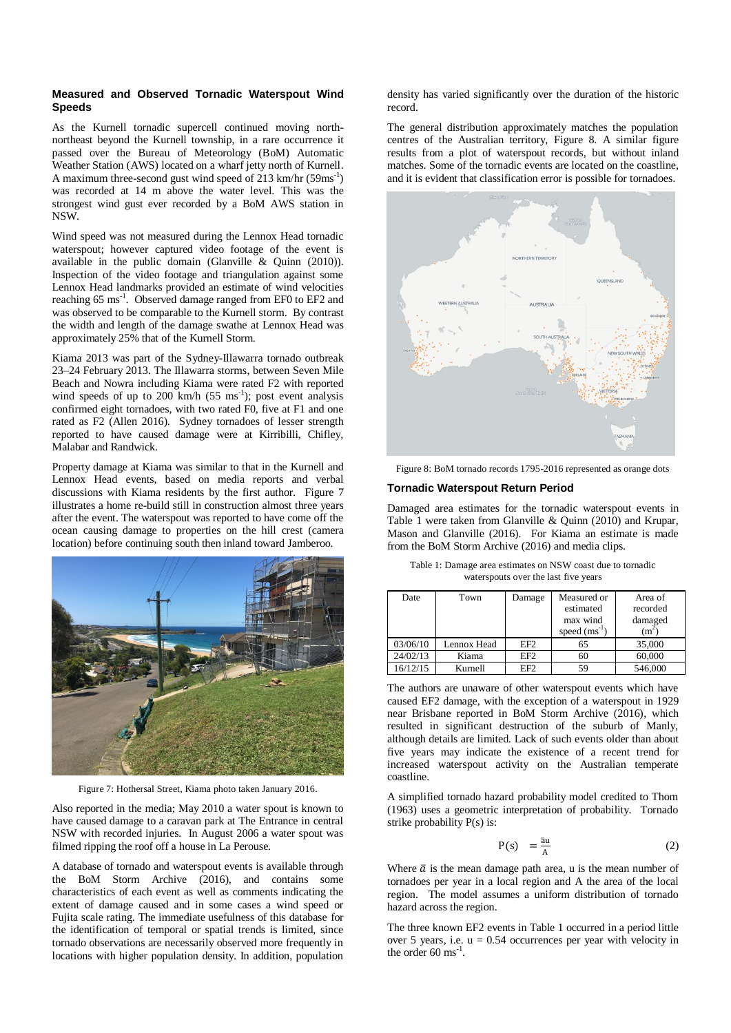### Measured and Observed Tornadic Waterspout Wind Speeds

As the Kurnell tornadic supercell continued moving north-northeast beyond the Kurnell township, in a rare occurrence it passed over the Bureau of Meteorology (BoM) Automatic Weather Station (AWS) located on a wharf jetty north of Kurnell. A maximum three-second gust wind speed of 213 km/hr (59ms$^{-1}$) was recorded at 14 m above the water level. This was the strongest wind gust ever recorded by a BoM AWS station in NSW.

Wind speed was not measured during the Lennox Head tornadic waterspout; however captured video footage of the event is available in the public domain (Glanville & Quinn (2010)). Inspection of the video footage and triangulation against some Lennox Head landmarks provided an estimate of wind velocities reaching 65 ms$^{-1}$. Observed damage ranged from EF0 to EF2 and was observed to be comparable to the Kurnell storm. By contrast the width and length of the damage swathe at Lennox Head was approximately 25% that of the Kurnell Storm.

Kiama 2013 was part of the Sydney-Illawarra tornado outbreak 23–24 February 2013. The Illawarra storms, between Seven Mile Beach and Nowra including Kiama were rated F2 with reported wind speeds of up to 200 km/h (55 ms$^{-1}$); post event analysis confirmed eight tornadoes, with two rated F0, five at F1 and one rated as F2 (Allen 2016). Sydney tornadoes of lesser strength reported to have caused damage were at Kirribilli, Chifley, Malabar and Randwick.

Property damage at Kiama was similar to that in the Kurnell and Lennox Head events, based on media reports and verbal discussions with Kiama residents by the first author. Figure 7 illustrates a home re-build still in construction almost three years after the event. The waterspout was reported to have come off the ocean causing damage to properties on the hill crest (camera location) before continuing south then inland toward Jamberoo.

Figure 7: Hothersal Street, Kiama photo taken January 2016.

Also reported in the media; May 2010 a water spout is known to have caused damage to a caravan park at The Entrance in central NSW with recorded injuries. In August 2006 a water spout was filmed ripping the roof off a house in La Perouse.

A database of tornado and waterspout events is available through the BoM Storm Archive (2016), and contains some characteristics of each event as well as comments indicating the extent of damage caused and in some cases a wind speed or Fujita scale rating. The immediate usefulness of this database for the identification of temporal or spatial trends is limited, since tornado observations are necessarily observed more frequently in locations with higher population density. In addition, population density has varied significantly over the duration of the historic record.

The general distribution approximately matches the population centres of the Australian territory, Figure 8. A similar figure results from a plot of waterspout records, but without inland matches. Some of the tornadic events are located on the coastline, and it is evident that classification error is possible for tornadoes.

Figure 8: BoM tornado records 1795-2016 represented as orange dots

### Tornadic Waterspout Return Period

Damaged area estimates for the tornadic waterspout events in Table 1 were taken from Glanville & Quinn (2010) and Krupar, Mason and Glanville (2016). For Kiama an estimate is made from the BoM Storm Archive (2016) and media clips.

Table 1: Damage area estimates on NSW coast due to tornadic waterspouts over the last five years

| Date | Town | Damage | Measured or estimated max wind speed (ms$^{-1}$) | Area of recorded damaged (m$^2$) |
|---|---|---|---|---|
| 03/06/10 | Lennox Head | EF2 | 65 | 35,000 |
| 24/02/13 | Kiama | EF2 | 60 | 60,000 |
| 16/12/15 | Kurnell | EF2 | 59 | 546,000 |

The authors are unaware of other waterspout events which have caused EF2 damage, with the exception of a waterspout in 1929 near Brisbane reported in BoM Storm Archive (2016), which resulted in significant destruction of the suburb of Manly, although details are limited. Lack of such events older than about five years may indicate the existence of a recent trend for increased waterspout activity on the Australian temperate coastline.

A simplified tornado hazard probability model credited to Thom (1963) uses a geometric interpretation of probability. Tornado strike probability P(s) is:

$$P(s) \quad = \frac{\bar{a}u}{A} \tag{2}$$

Where $\bar{a}$ is the mean damage path area, u is the mean number of tornadoes per year in a local region and A the area of the local region. The model assumes a uniform distribution of tornado hazard across the region.

The three known EF2 events in Table 1 occurred in a period little over 5 years, i.e. u = 0.54 occurrences per year with velocity in the order 60 ms$^{-1}$.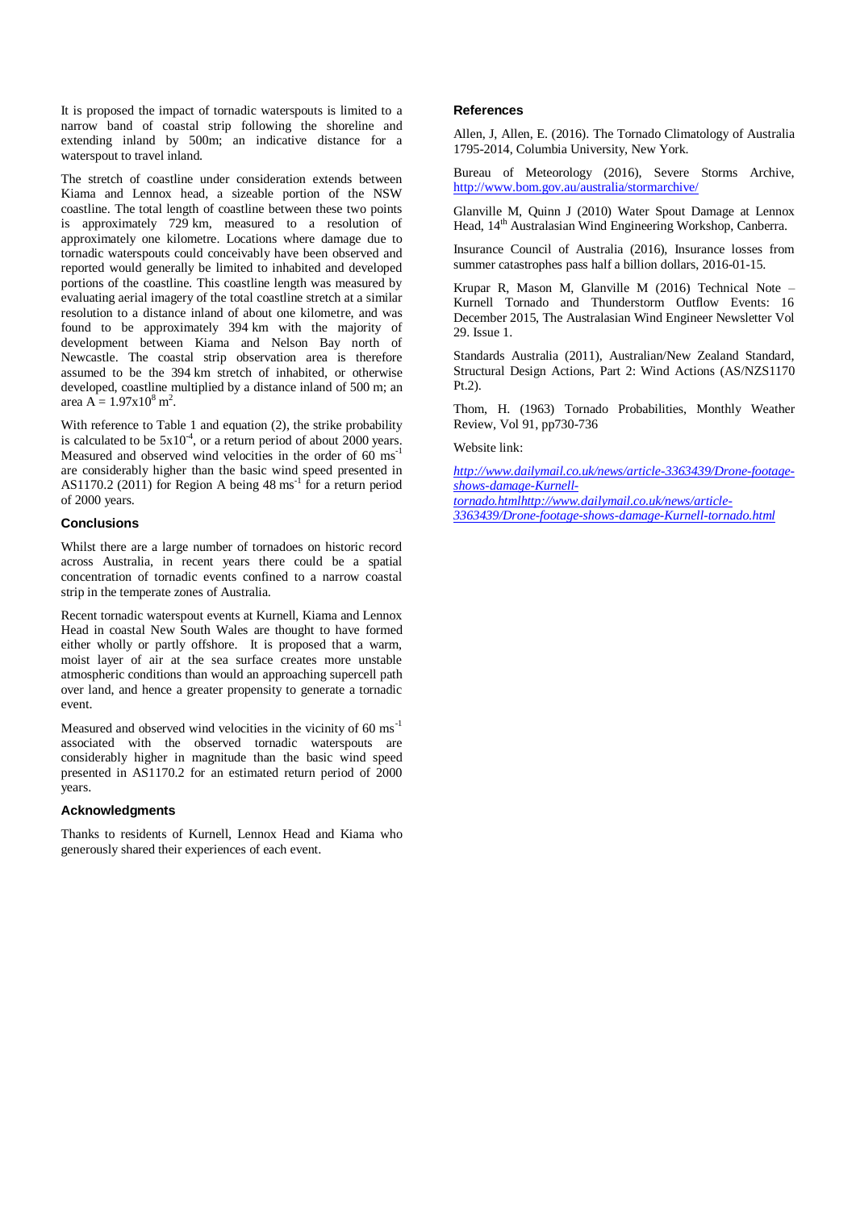It is proposed the impact of tornadic waterspouts is limited to a narrow band of coastal strip following the shoreline and extending inland by 500m; an indicative distance for a waterspout to travel inland.

The stretch of coastline under consideration extends between Kiama and Lennox head, a sizeable portion of the NSW coastline. The total length of coastline between these two points is approximately 729 km, measured to a resolution of approximately one kilometre. Locations where damage due to tornadic waterspouts could conceivably have been observed and reported would generally be limited to inhabited and developed portions of the coastline. This coastline length was measured by evaluating aerial imagery of the total coastline stretch at a similar resolution to a distance inland of about one kilometre, and was found to be approximately 394 km with the majority of development between Kiama and Nelson Bay north of Newcastle. The coastal strip observation area is therefore assumed to be the 394 km stretch of inhabited, or otherwise developed, coastline multiplied by a distance inland of 500 m; an area $A = 1.97 \times 10^8$ m$^2$.

With reference to Table 1 and equation (2), the strike probability is calculated to be $5 \times 10^{-4}$, or a return period of about 2000 years. Measured and observed wind velocities in the order of 60 ms$^{-1}$ are considerably higher than the basic wind speed presented in AS1170.2 (2011) for Region A being 48 ms$^{-1}$ for a return period of 2000 years.

## Conclusions

Whilst there are a large number of tornadoes on historic record across Australia, in recent years there could be a spatial concentration of tornadic events confined to a narrow coastal strip in the temperate zones of Australia.

Recent tornadic waterspout events at Kurnell, Kiama and Lennox Head in coastal New South Wales are thought to have formed either wholly or partly offshore. It is proposed that a warm, moist layer of air at the sea surface creates more unstable atmospheric conditions than would an approaching supercell path over land, and hence a greater propensity to generate a tornadic event.

Measured and observed wind velocities in the vicinity of 60 ms$^{-1}$ associated with the observed tornadic waterspouts are considerably higher in magnitude than the basic wind speed presented in AS1170.2 for an estimated return period of 2000 years.

## Acknowledgments

Thanks to residents of Kurnell, Lennox Head and Kiama who generously shared their experiences of each event.

## References

Allen, J, Allen, E. (2016). The Tornado Climatology of Australia 1795-2014, Columbia University, New York.

Bureau of Meteorology (2016), Severe Storms Archive, http://www.bom.gov.au/australia/stormarchive/

Glanville M, Quinn J (2010) Water Spout Damage at Lennox Head, 14th Australasian Wind Engineering Workshop, Canberra.

Insurance Council of Australia (2016), Insurance losses from summer catastrophes pass half a billion dollars, 2016-01-15.

Krupar R, Mason M, Glanville M (2016) Technical Note – Kurnell Tornado and Thunderstorm Outflow Events: 16 December 2015, The Australasian Wind Engineer Newsletter Vol 29. Issue 1.

Standards Australia (2011), Australian/New Zealand Standard, Structural Design Actions, Part 2: Wind Actions (AS/NZS1170 Pt.2).

Thom, H. (1963) Tornado Probabilities, Monthly Weather Review, Vol 91, pp730-736

Website link:

*http://www.dailymail.co.uk/news/article-3363439/Drone-footage-shows-damage-Kurnell-tornado.htmlhttp://www.dailymail.co.uk/news/article-3363439/Drone-footage-shows-damage-Kurnell-tornado.html*